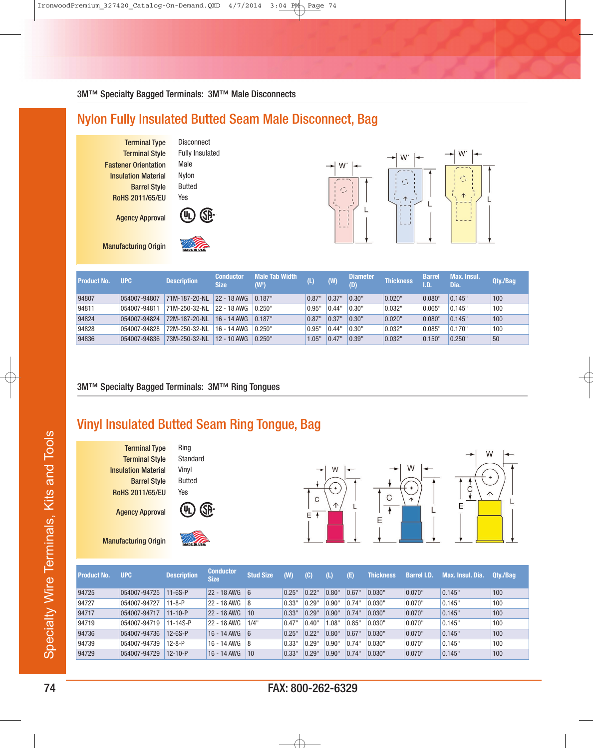3M™ Specialty Bagged Terminals: 3M™ Male Disconnects

## Nylon Fully Insulated Butted Seam Male Disconnect, Bag

| | |
|---|---|
| Terminal Type | Disconnect |
| Terminal Style | Fully Insulated |
| Fastener Orientation | Male |
| Insulation Material | Nylon |
| Barrel Style | Butted |
| RoHS 2011/65/EU | Yes |
| Agency Approval | |
| Manufacturing Origin | |

| Product No. | UPC | Description | Conductor Size | Male Tab Width (W') | (L) | (W) | Diameter (D) | Thickness | Barrel I.D. | Max. Insul. Dia. | Qty./Bag |
|---|---|---|---|---|---|---|---|---|---|---|---|
| 94807 | 054007-94807 | 71M-187-20-NL | 22 - 18 AWG | 0.187" | 0.87" | 0.37" | 0.30" | 0.020" | 0.080" | 0.145" | 100 |
| 94811 | 054007-94811 | 71M-250-32-NL | 22 - 18 AWG | 0.250" | 0.95" | 0.44" | 0.30" | 0.032" | 0.065" | 0.145" | 100 |
| 94824 | 054007-94824 | 72M-187-20-NL | 16 - 14 AWG | 0.187" | 0.87" | 0.37" | 0.30" | 0.020" | 0.080" | 0.145" | 100 |
| 94828 | 054007-94828 | 72M-250-32-NL | 16 - 14 AWG | 0.250" | 0.95" | 0.44" | 0.30" | 0.032" | 0.085" | 0.170" | 100 |
| 94836 | 054007-94836 | 73M-250-32-NL | 12 - 10 AWG | 0.250" | 1.05" | 0.47" | 0.39" | 0.032" | 0.150" | 0.250" | 50 |

3M™ Specialty Bagged Terminals: 3M™ Ring Tongues

## Vinyl Insulated Butted Seam Ring Tongue, Bag

| | |
|---|---|
| Terminal Type | Ring |
| Terminal Style | Standard |
| Insulation Material | Vinyl |
| Barrel Style | Butted |
| RoHS 2011/65/EU | Yes |
| Agency Approval | |
| Manufacturing Origin | |

| Product No. | UPC | Description | Conductor Size | Stud Size | (W) | (C) | (L) | (E) | Thickness | Barrel I.D. | Max. Insul. Dia. | Qty./Bag |
|---|---|---|---|---|---|---|---|---|---|---|---|---|
| 94725 | 054007-94725 | 11-6S-P | 22 - 18 AWG | 6 | 0.25" | 0.22" | 0.80" | 0.67" | 0.030" | 0.070" | 0.145" | 100 |
| 94727 | 054007-94727 | 11-8-P | 22 - 18 AWG | 8 | 0.33" | 0.29" | 0.90" | 0.74" | 0.030" | 0.070" | 0.145" | 100 |
| 94717 | 054007-94717 | 11-10-P | 22 - 18 AWG | 10 | 0.33" | 0.29" | 0.90" | 0.74" | 0.030" | 0.070" | 0.145" | 100 |
| 94719 | 054007-94719 | 11-14S-P | 22 - 18 AWG | 1/4" | 0.47" | 0.40" | 1.08" | 0.85" | 0.030" | 0.070" | 0.145" | 100 |
| 94736 | 054007-94736 | 12-6S-P | 16 - 14 AWG | 6 | 0.25" | 0.22" | 0.80" | 0.67" | 0.030" | 0.070" | 0.145" | 100 |
| 94739 | 054007-94739 | 12-8-P | 16 - 14 AWG | 8 | 0.33" | 0.29" | 0.90" | 0.74" | 0.030" | 0.070" | 0.145" | 100 |
| 94729 | 054007-94729 | 12-10-P | 16 - 14 AWG | 10 | 0.33" | 0.29" | 0.90" | 0.74" | 0.030" | 0.070" | 0.145" | 100 |

FAX: 800-262-6329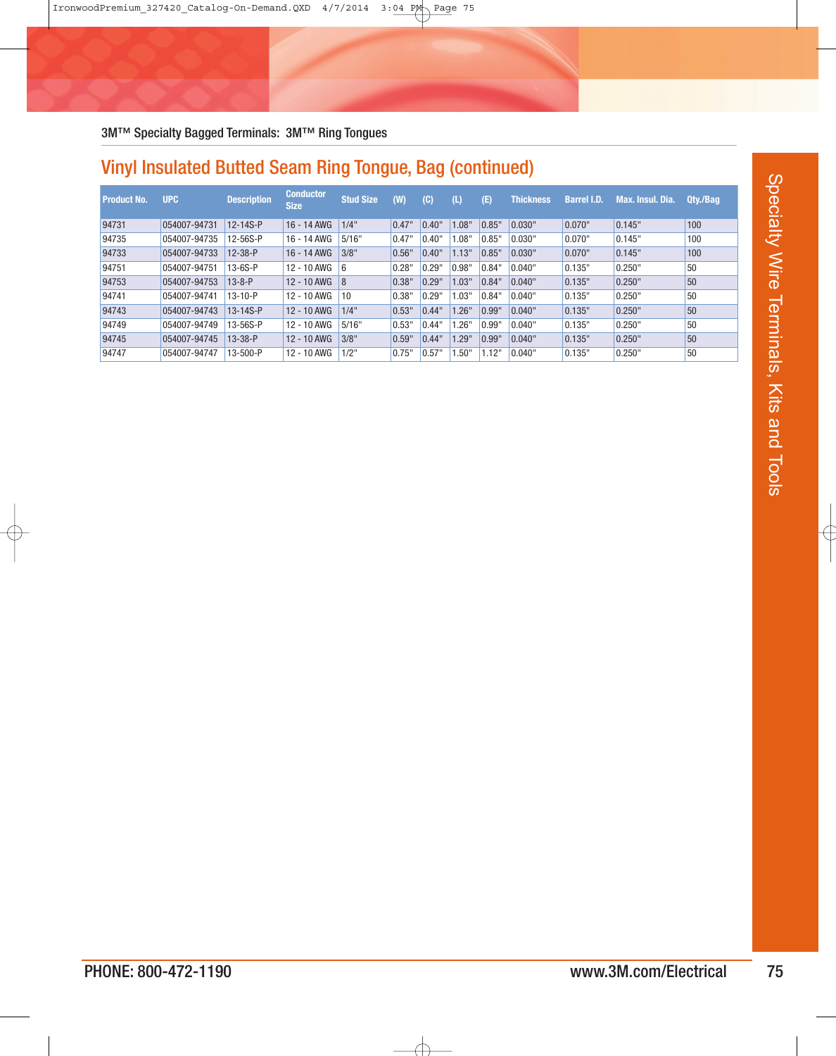3M™ Specialty Bagged Terminals: 3M™ Ring Tongues

## Vinyl Insulated Butted Seam Ring Tongue, Bag (continued)

| Product No. | UPC | Description | Conductor Size | Stud Size | (W) | (C) | (L) | (E) | Thickness | Barrel I.D. | Max. Insul. Dia. | Qty./Bag |
|---|---|---|---|---|---|---|---|---|---|---|---|---|
| 94731 | 054007-94731 | 12-14S-P | 16 - 14 AWG | 1/4" | 0.47" | 0.40" | 1.08" | 0.85" | 0.030" | 0.070" | 0.145" | 100 |
| 94735 | 054007-94735 | 12-56S-P | 16 - 14 AWG | 5/16" | 0.47" | 0.40" | 1.08" | 0.85" | 0.030" | 0.070" | 0.145" | 100 |
| 94733 | 054007-94733 | 12-38-P | 16 - 14 AWG | 3/8" | 0.56" | 0.40" | 1.13" | 0.85" | 0.030" | 0.070" | 0.145" | 100 |
| 94751 | 054007-94751 | 13-6S-P | 12 - 10 AWG | 6 | 0.28" | 0.29" | 0.98" | 0.84" | 0.040" | 0.135" | 0.250" | 50 |
| 94753 | 054007-94753 | 13-8-P | 12 - 10 AWG | 8 | 0.38" | 0.29" | 1.03" | 0.84" | 0.040" | 0.135" | 0.250" | 50 |
| 94741 | 054007-94741 | 13-10-P | 12 - 10 AWG | 10 | 0.38" | 0.29" | 1.03" | 0.84" | 0.040" | 0.135" | 0.250" | 50 |
| 94743 | 054007-94743 | 13-14S-P | 12 - 10 AWG | 1/4" | 0.53" | 0.44" | 1.26" | 0.99" | 0.040" | 0.135" | 0.250" | 50 |
| 94749 | 054007-94749 | 13-56S-P | 12 - 10 AWG | 5/16" | 0.53" | 0.44" | 1.26" | 0.99" | 0.040" | 0.135" | 0.250" | 50 |
| 94745 | 054007-94745 | 13-38-P | 12 - 10 AWG | 3/8" | 0.59" | 0.44" | 1.29" | 0.99" | 0.040" | 0.135" | 0.250" | 50 |
| 94747 | 054007-94747 | 13-500-P | 12 - 10 AWG | 1/2" | 0.75" | 0.57" | 1.50" | 1.12" | 0.040" | 0.135" | 0.250" | 50 |